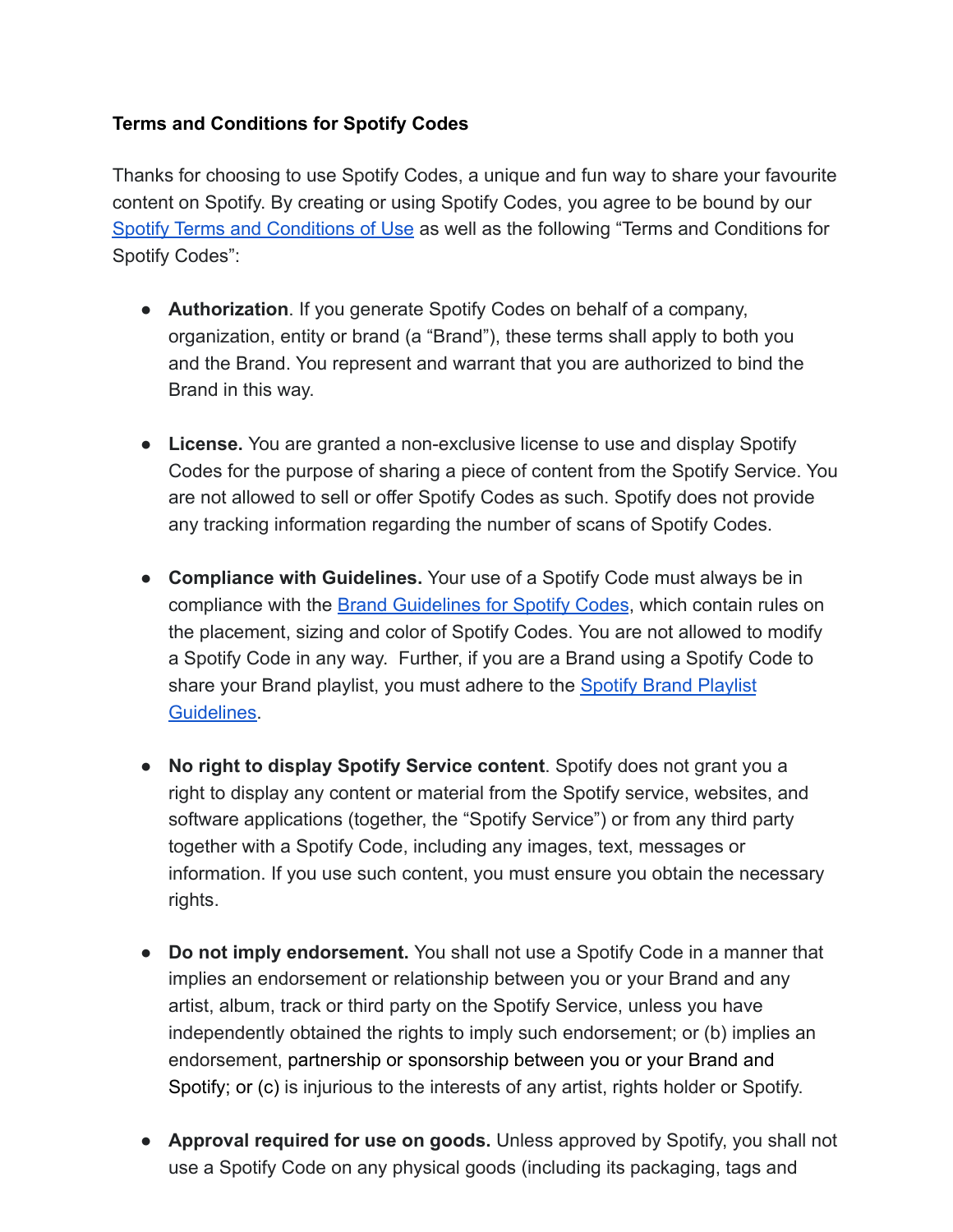**Terms and Conditions for Spotify Codes**

Thanks for choosing to use Spotify Codes, a unique and fun way to share your favourite content on Spotify. By creating or using Spotify Codes, you agree to be bound by our [Spotify Terms and Conditions of Use]() as well as the following "Terms and Conditions for Spotify Codes":

- **Authorization**. If you generate Spotify Codes on behalf of a company, organization, entity or brand (a "Brand"), these terms shall apply to both you and the Brand. You represent and warrant that you are authorized to bind the Brand in this way.

- **License.** You are granted a non-exclusive license to use and display Spotify Codes for the purpose of sharing a piece of content from the Spotify Service. You are not allowed to sell or offer Spotify Codes as such. Spotify does not provide any tracking information regarding the number of scans of Spotify Codes.

- **Compliance with Guidelines.** Your use of a Spotify Code must always be in compliance with the [Brand Guidelines for Spotify Codes](), which contain rules on the placement, sizing and color of Spotify Codes. You are not allowed to modify a Spotify Code in any way. Further, if you are a Brand using a Spotify Code to share your Brand playlist, you must adhere to the [Spotify Brand Playlist Guidelines]().

- **No right to display Spotify Service content**. Spotify does not grant you a right to display any content or material from the Spotify service, websites, and software applications (together, the "Spotify Service") or from any third party together with a Spotify Code, including any images, text, messages or information. If you use such content, you must ensure you obtain the necessary rights.

- **Do not imply endorsement.** You shall not use a Spotify Code in a manner that implies an endorsement or relationship between you or your Brand and any artist, album, track or third party on the Spotify Service, unless you have independently obtained the rights to imply such endorsement; or (b) implies an endorsement, partnership or sponsorship between you or your Brand and Spotify; or (c) is injurious to the interests of any artist, rights holder or Spotify.

- **Approval required for use on goods.** Unless approved by Spotify, you shall not use a Spotify Code on any physical goods (including its packaging, tags and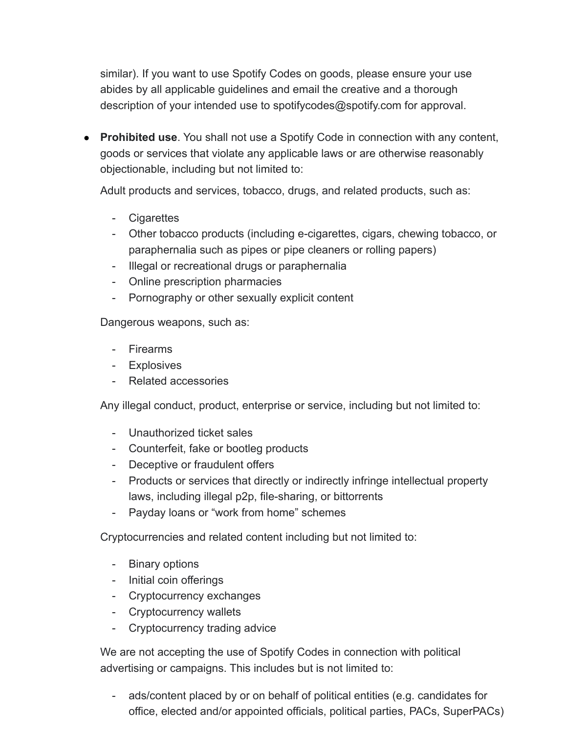similar). If you want to use Spotify Codes on goods, please ensure your use abides by all applicable guidelines and email the creative and a thorough description of your intended use to spotifycodes@spotify.com for approval.

- **Prohibited use**. You shall not use a Spotify Code in connection with any content, goods or services that violate any applicable laws or are otherwise reasonably objectionable, including but not limited to:

  Adult products and services, tobacco, drugs, and related products, such as:

  - Cigarettes
  - Other tobacco products (including e-cigarettes, cigars, chewing tobacco, or paraphernalia such as pipes or pipe cleaners or rolling papers)
  - Illegal or recreational drugs or paraphernalia
  - Online prescription pharmacies
  - Pornography or other sexually explicit content

  Dangerous weapons, such as:

  - Firearms
  - Explosives
  - Related accessories

  Any illegal conduct, product, enterprise or service, including but not limited to:

  - Unauthorized ticket sales
  - Counterfeit, fake or bootleg products
  - Deceptive or fraudulent offers
  - Products or services that directly or indirectly infringe intellectual property laws, including illegal p2p, file-sharing, or bittorrents
  - Payday loans or "work from home" schemes

  Cryptocurrencies and related content including but not limited to:

  - Binary options
  - Initial coin offerings
  - Cryptocurrency exchanges
  - Cryptocurrency wallets
  - Cryptocurrency trading advice

  We are not accepting the use of Spotify Codes in connection with political advertising or campaigns. This includes but is not limited to:

  - ads/content placed by or on behalf of political entities (e.g. candidates for office, elected and/or appointed officials, political parties, PACs, SuperPACs)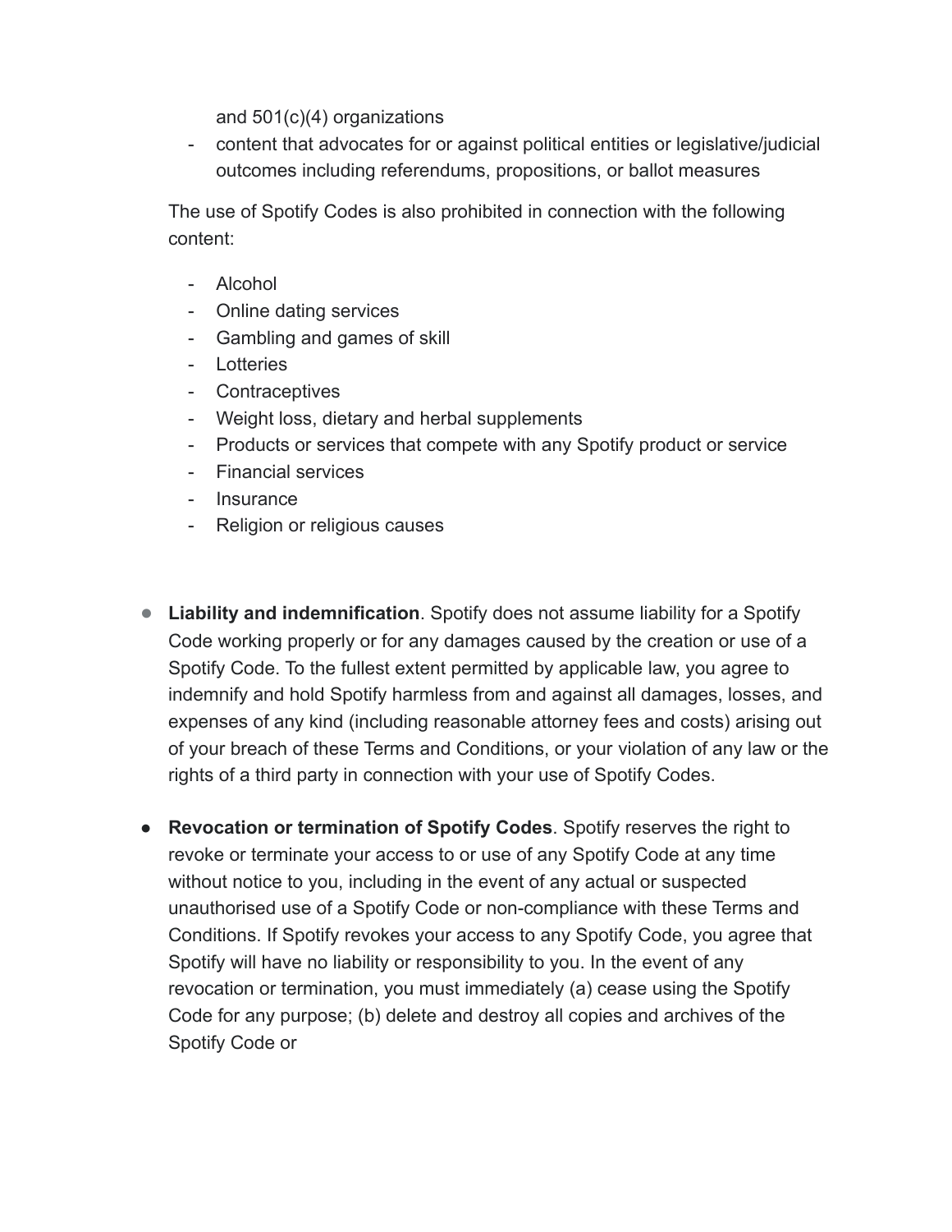and 501(c)(4) organizations
- content that advocates for or against political entities or legislative/judicial outcomes including referendums, propositions, or ballot measures

  The use of Spotify Codes is also prohibited in connection with the following content:

  - Alcohol
  - Online dating services
  - Gambling and games of skill
  - Lotteries
  - Contraceptives
  - Weight loss, dietary and herbal supplements
  - Products or services that compete with any Spotify product or service
  - Financial services
  - Insurance
  - Religion or religious causes

- **Liability and indemnification**. Spotify does not assume liability for a Spotify Code working properly or for any damages caused by the creation or use of a Spotify Code. To the fullest extent permitted by applicable law, you agree to indemnify and hold Spotify harmless from and against all damages, losses, and expenses of any kind (including reasonable attorney fees and costs) arising out of your breach of these Terms and Conditions, or your violation of any law or the rights of a third party in connection with your use of Spotify Codes.

- **Revocation or termination of Spotify Codes**. Spotify reserves the right to revoke or terminate your access to or use of any Spotify Code at any time without notice to you, including in the event of any actual or suspected unauthorised use of a Spotify Code or non-compliance with these Terms and Conditions. If Spotify revokes your access to any Spotify Code, you agree that Spotify will have no liability or responsibility to you. In the event of any revocation or termination, you must immediately (a) cease using the Spotify Code for any purpose; (b) delete and destroy all copies and archives of the Spotify Code or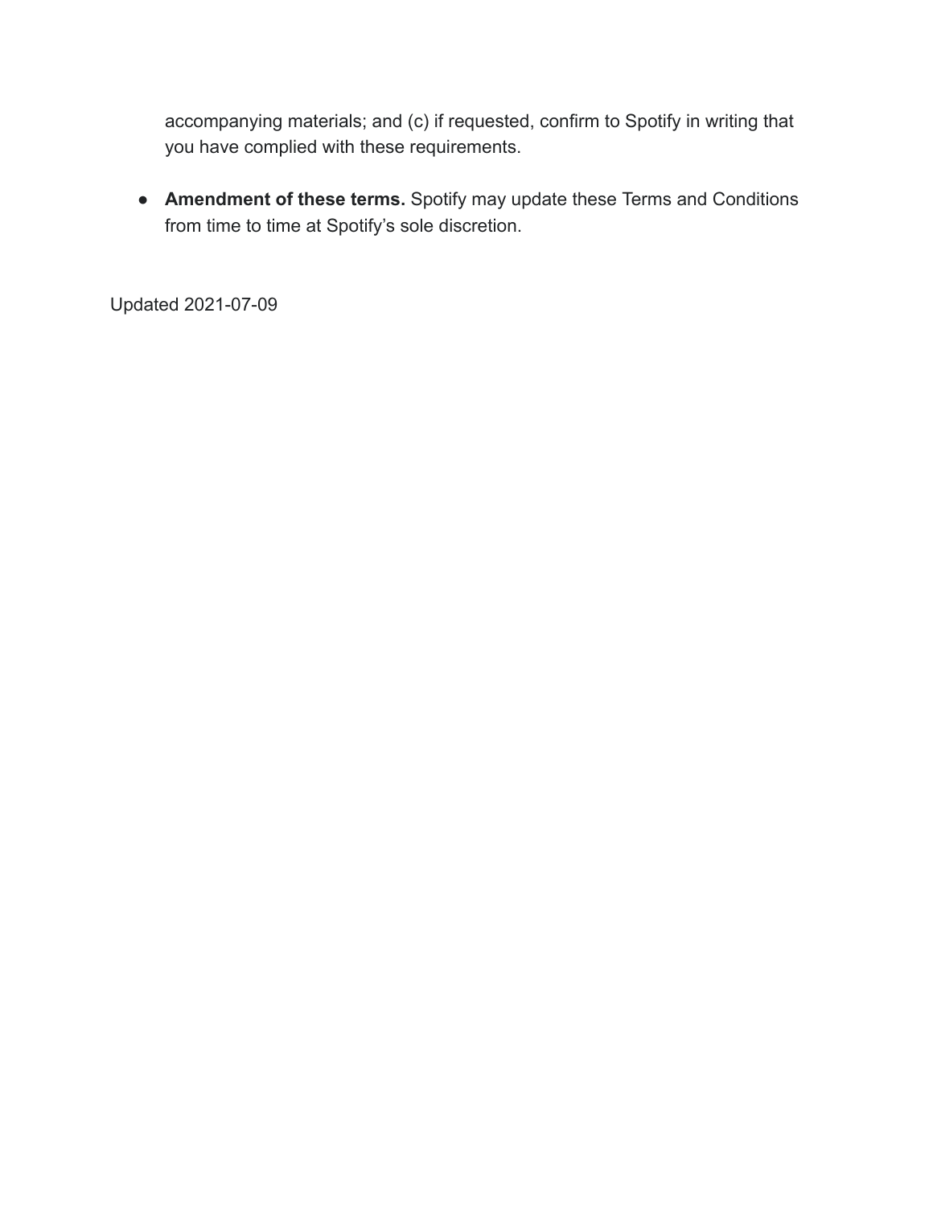accompanying materials; and (c) if requested, confirm to Spotify in writing that you have complied with these requirements.

- **Amendment of these terms.** Spotify may update these Terms and Conditions from time to time at Spotify's sole discretion.

Updated 2021-07-09